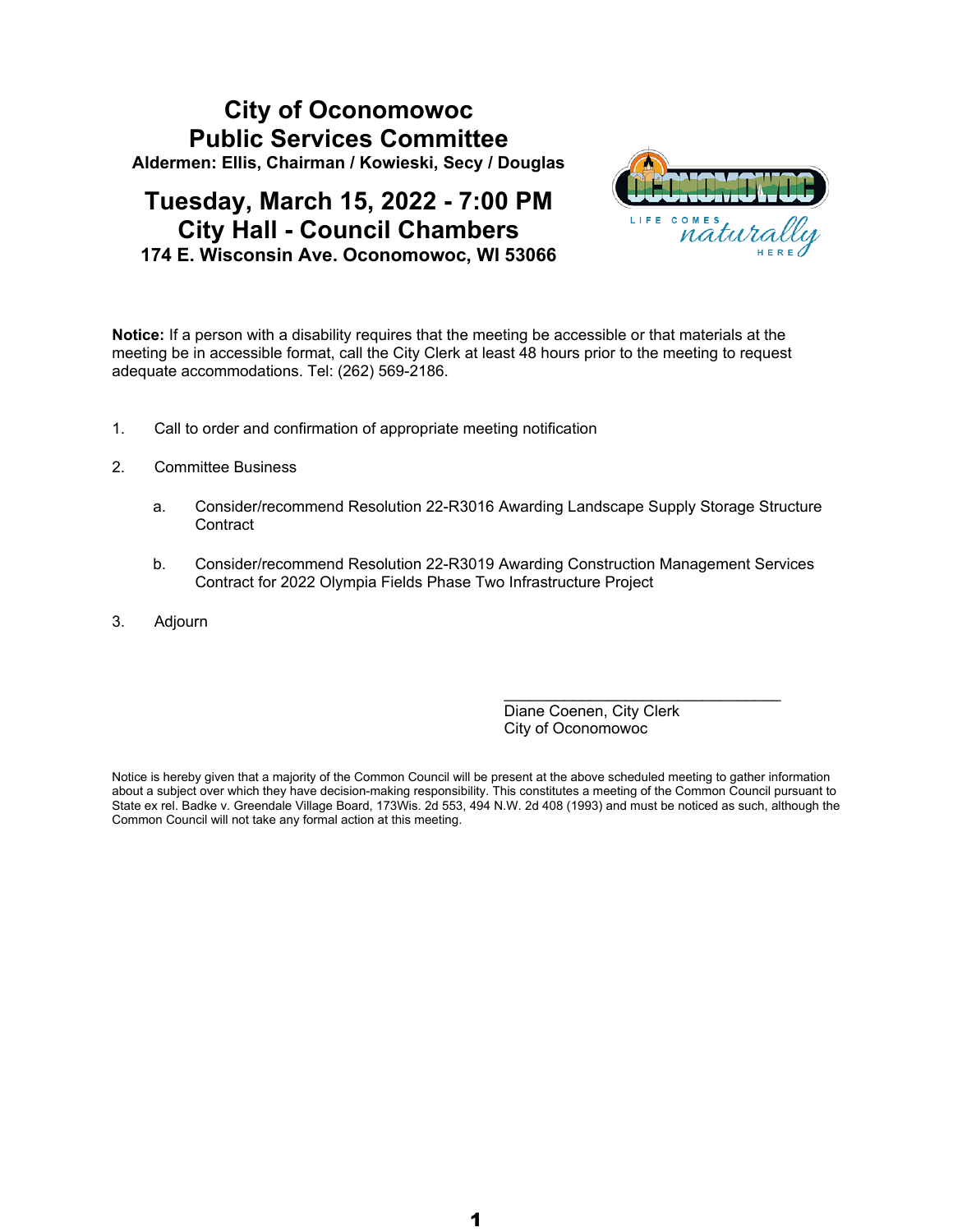# City of Oconomowoc
## Public Services Committee

**Aldermen: Ellis, Chairman / Kowieski, Secy / Douglas**

## Tuesday, March 15, 2022 - 7:00 PM
## City Hall - Council Chambers

**174 E. Wisconsin Ave. Oconomowoc, WI 53066**

**Notice:** If a person with a disability requires that the meeting be accessible or that materials at the meeting be in accessible format, call the City Clerk at least 48 hours prior to the meeting to request adequate accommodations. Tel: (262) 569-2186.

1. Call to order and confirmation of appropriate meeting notification

2. Committee Business

   a. Consider/recommend Resolution 22-R3016 Awarding Landscape Supply Storage Structure Contract

   b. Consider/recommend Resolution 22-R3019 Awarding Construction Management Services Contract for 2022 Olympia Fields Phase Two Infrastructure Project

3. Adjourn

\_\_\_\_\_\_\_\_\_\_\_\_\_\_\_\_\_\_\_\_\_\_\_\_\_\_\_\_\_\_\_\_
Diane Coenen, City Clerk
City of Oconomowoc

Notice is hereby given that a majority of the Common Council will be present at the above scheduled meeting to gather information about a subject over which they have decision-making responsibility. This constitutes a meeting of the Common Council pursuant to State ex rel. Badke v. Greendale Village Board, 173Wis. 2d 553, 494 N.W. 2d 408 (1993) and must be noticed as such, although the Common Council will not take any formal action at this meeting.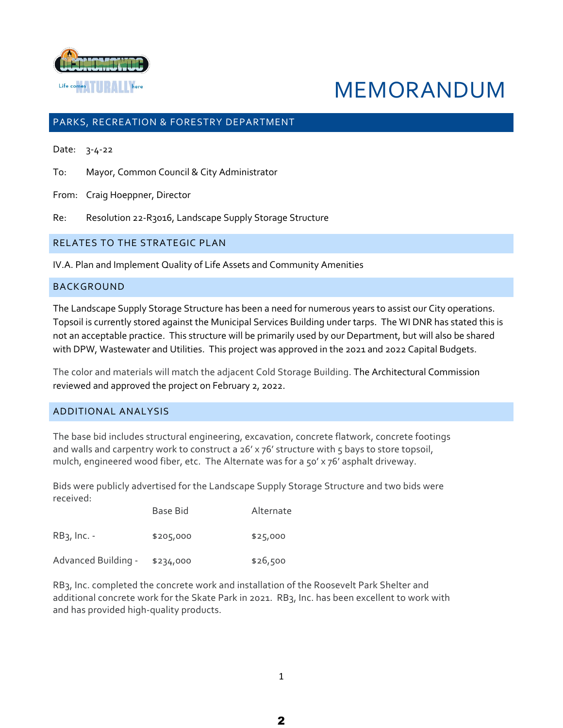# MEMORANDUM

## PARKS, RECREATION & FORESTRY DEPARTMENT

Date: 3-4-22

To: Mayor, Common Council & City Administrator

From: Craig Hoeppner, Director

Re: Resolution 22-R3016, Landscape Supply Storage Structure

## RELATES TO THE STRATEGIC PLAN

IV.A. Plan and Implement Quality of Life Assets and Community Amenities

## BACKGROUND

The Landscape Supply Storage Structure has been a need for numerous years to assist our City operations. Topsoil is currently stored against the Municipal Services Building under tarps. The WI DNR has stated this is not an acceptable practice. This structure will be primarily used by our Department, but will also be shared with DPW, Wastewater and Utilities. This project was approved in the 2021 and 2022 Capital Budgets.

The color and materials will match the adjacent Cold Storage Building. The Architectural Commission reviewed and approved the project on February 2, 2022.

## ADDITIONAL ANALYSIS

The base bid includes structural engineering, excavation, concrete flatwork, concrete footings and walls and carpentry work to construct a 26' x 76' structure with 5 bays to store topsoil, mulch, engineered wood fiber, etc. The Alternate was for a 50' x 76' asphalt driveway.

Bids were publicly advertised for the Landscape Supply Storage Structure and two bids were received:

| | Base Bid | Alternate |
|---|---|---|
| RB3, Inc. - | $205,000 | $25,000 |
| Advanced Building - | $234,000 | $26,500 |

RB3, Inc. completed the concrete work and installation of the Roosevelt Park Shelter and additional concrete work for the Skate Park in 2021. RB3, Inc. has been excellent to work with and has provided high-quality products.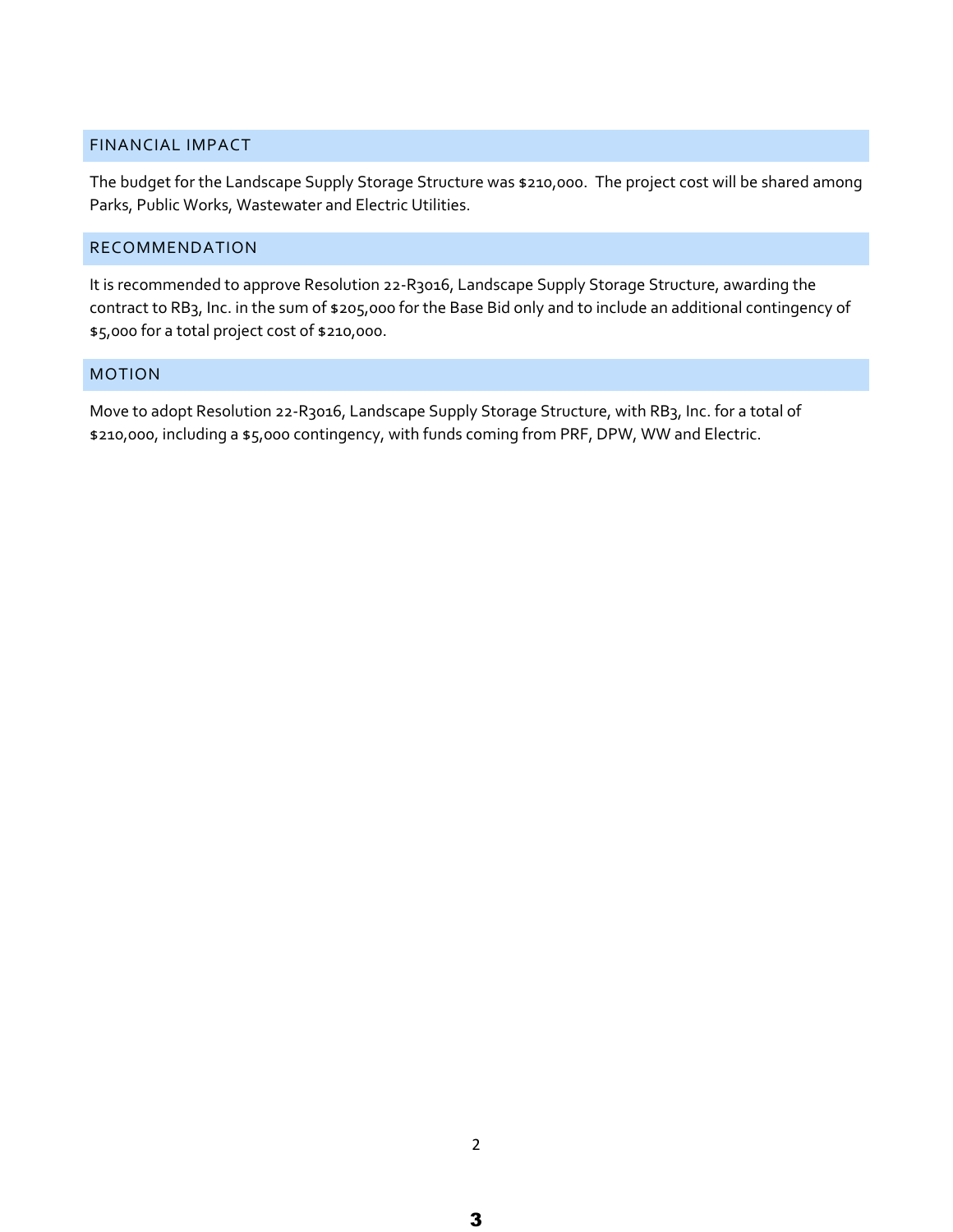## FINANCIAL IMPACT

The budget for the Landscape Supply Storage Structure was $210,000. The project cost will be shared among Parks, Public Works, Wastewater and Electric Utilities.

## RECOMMENDATION

It is recommended to approve Resolution 22-R3016, Landscape Supply Storage Structure, awarding the contract to RB3, Inc. in the sum of $205,000 for the Base Bid only and to include an additional contingency of $5,000 for a total project cost of $210,000.

## MOTION

Move to adopt Resolution 22-R3016, Landscape Supply Storage Structure, with RB3, Inc. for a total of $210,000, including a $5,000 contingency, with funds coming from PRF, DPW, WW and Electric.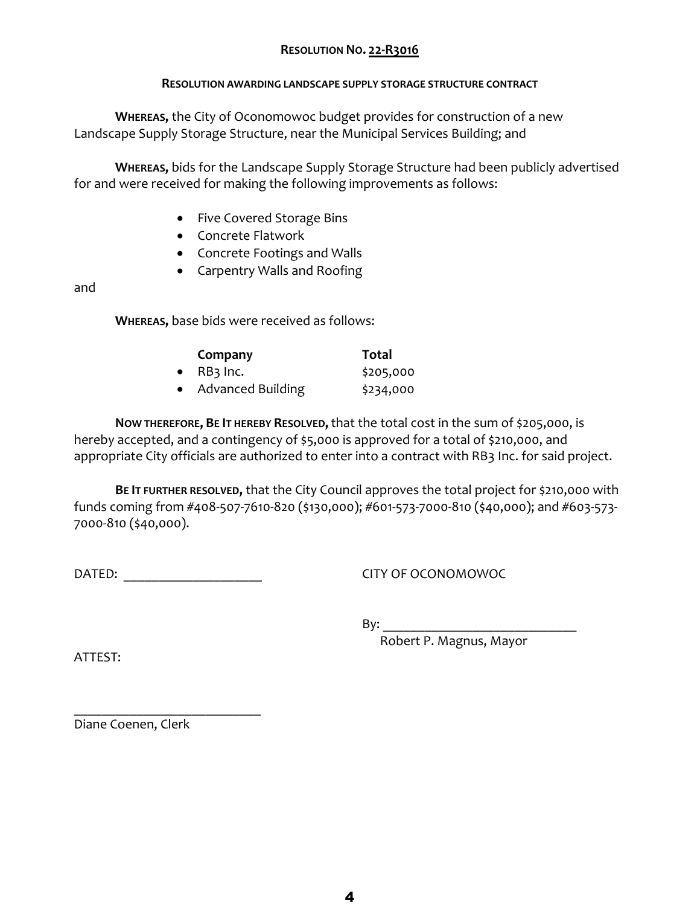**RESOLUTION NO. 22-R3016**

**RESOLUTION AWARDING LANDSCAPE SUPPLY STORAGE STRUCTURE CONTRACT**

**WHEREAS,** the City of Oconomowoc budget provides for construction of a new Landscape Supply Storage Structure, near the Municipal Services Building; and

**WHEREAS,** bids for the Landscape Supply Storage Structure had been publicly advertised for and were received for making the following improvements as follows:

- Five Covered Storage Bins
- Concrete Flatwork
- Concrete Footings and Walls
- Carpentry Walls and Roofing

and

**WHEREAS,** base bids were received as follows:

| Company | Total |
|---|---|
| RB3 Inc. | $205,000 |
| Advanced Building | $234,000 |

**NOW THEREFORE, BE IT HEREBY RESOLVED,** that the total cost in the sum of $205,000, is hereby accepted, and a contingency of $5,000 is approved for a total of $210,000, and appropriate City officials are authorized to enter into a contract with RB3 Inc. for said project.

**BE IT FURTHER RESOLVED,** that the City Council approves the total project for $210,000 with funds coming from #408-507-7610-820 ($130,000); #601-573-7000-810 ($40,000); and #603-573-7000-810 ($40,000).

DATED: ____________________

CITY OF OCONOMOWOC

By: ____________________________
Robert P. Magnus, Mayor

ATTEST:

____________________________
Diane Coenen, Clerk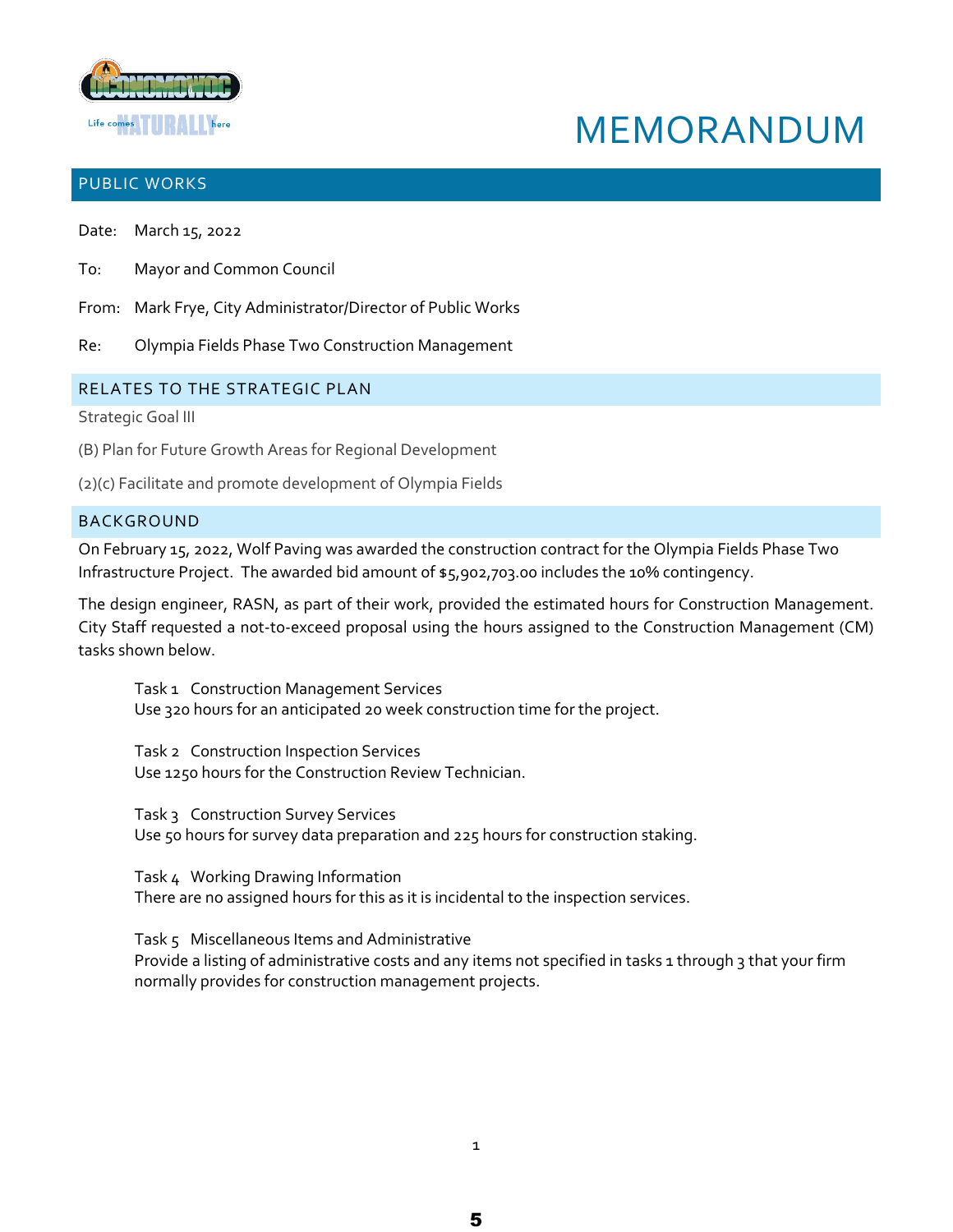# MEMORANDUM

## PUBLIC WORKS

Date: March 15, 2022

To: Mayor and Common Council

From: Mark Frye, City Administrator/Director of Public Works

Re: Olympia Fields Phase Two Construction Management

## RELATES TO THE STRATEGIC PLAN

Strategic Goal III

(B) Plan for Future Growth Areas for Regional Development

(2)(c) Facilitate and promote development of Olympia Fields

## BACKGROUND

On February 15, 2022, Wolf Paving was awarded the construction contract for the Olympia Fields Phase Two Infrastructure Project. The awarded bid amount of $5,902,703.00 includes the 10% contingency.

The design engineer, RASN, as part of their work, provided the estimated hours for Construction Management. City Staff requested a not-to-exceed proposal using the hours assigned to the Construction Management (CM) tasks shown below.

Task 1 Construction Management Services
Use 320 hours for an anticipated 20 week construction time for the project.

Task 2 Construction Inspection Services
Use 1250 hours for the Construction Review Technician.

Task 3 Construction Survey Services
Use 50 hours for survey data preparation and 225 hours for construction staking.

Task 4 Working Drawing Information
There are no assigned hours for this as it is incidental to the inspection services.

Task 5 Miscellaneous Items and Administrative
Provide a listing of administrative costs and any items not specified in tasks 1 through 3 that your firm normally provides for construction management projects.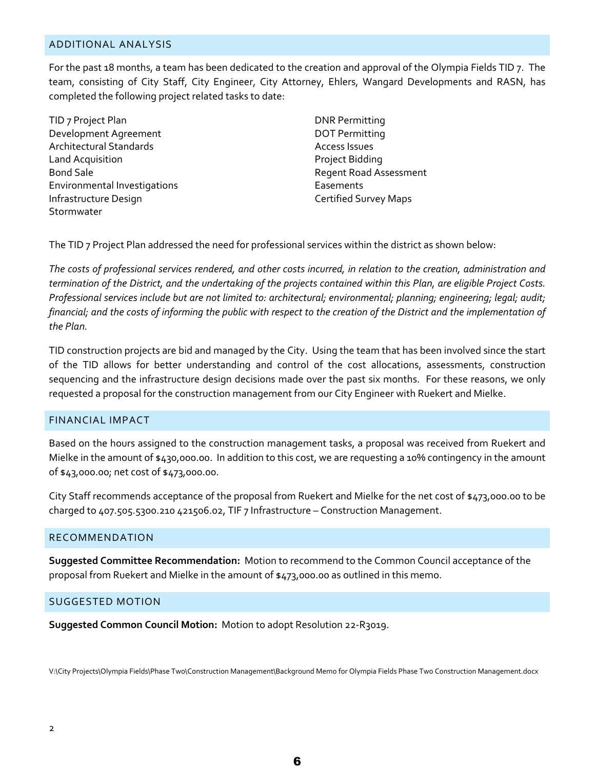## ADDITIONAL ANALYSIS

For the past 18 months, a team has been dedicated to the creation and approval of the Olympia Fields TID 7. The team, consisting of City Staff, City Engineer, City Attorney, Ehlers, Wangard Developments and RASN, has completed the following project related tasks to date:

- TID 7 Project Plan
- Development Agreement
- Architectural Standards
- Land Acquisition
- Bond Sale
- Environmental Investigations
- Infrastructure Design
- Stormwater
- DNR Permitting
- DOT Permitting
- Access Issues
- Project Bidding
- Regent Road Assessment
- Easements
- Certified Survey Maps

The TID 7 Project Plan addressed the need for professional services within the district as shown below:

*The costs of professional services rendered, and other costs incurred, in relation to the creation, administration and termination of the District, and the undertaking of the projects contained within this Plan, are eligible Project Costs. Professional services include but are not limited to: architectural; environmental; planning; engineering; legal; audit; financial; and the costs of informing the public with respect to the creation of the District and the implementation of the Plan.*

TID construction projects are bid and managed by the City. Using the team that has been involved since the start of the TID allows for better understanding and control of the cost allocations, assessments, construction sequencing and the infrastructure design decisions made over the past six months. For these reasons, we only requested a proposal for the construction management from our City Engineer with Ruekert and Mielke.

## FINANCIAL IMPACT

Based on the hours assigned to the construction management tasks, a proposal was received from Ruekert and Mielke in the amount of $430,000.00. In addition to this cost, we are requesting a 10% contingency in the amount of $43,000.00; net cost of $473,000.00.

City Staff recommends acceptance of the proposal from Ruekert and Mielke for the net cost of $473,000.00 to be charged to 407.505.5300.210 421506.02, TIF 7 Infrastructure – Construction Management.

## RECOMMENDATION

**Suggested Committee Recommendation:** Motion to recommend to the Common Council acceptance of the proposal from Ruekert and Mielke in the amount of $473,000.00 as outlined in this memo.

## SUGGESTED MOTION

**Suggested Common Council Motion:** Motion to adopt Resolution 22-R3019.

V:\City Projects\Olympia Fields\Phase Two\Construction Management\Background Memo for Olympia Fields Phase Two Construction Management.docx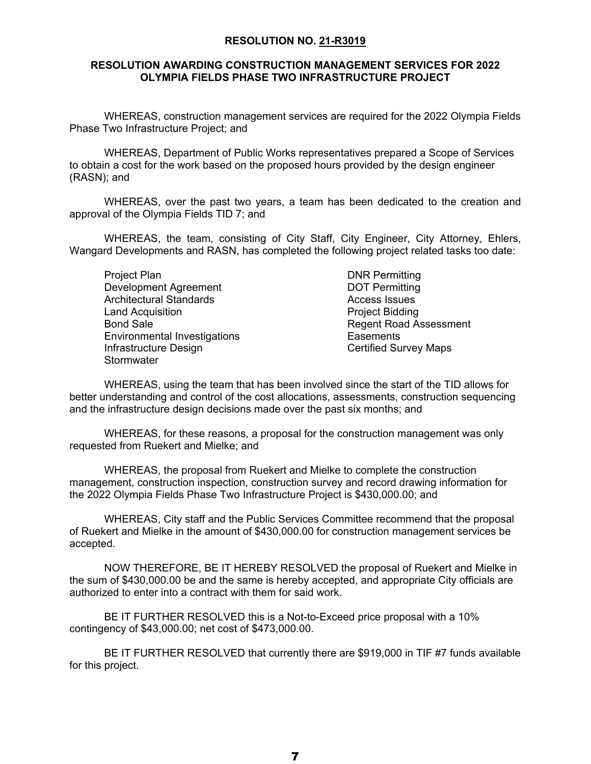**RESOLUTION NO. 21-R3019**

**RESOLUTION AWARDING CONSTRUCTION MANAGEMENT SERVICES FOR 2022 OLYMPIA FIELDS PHASE TWO INFRASTRUCTURE PROJECT**

WHEREAS, construction management services are required for the 2022 Olympia Fields Phase Two Infrastructure Project; and

WHEREAS, Department of Public Works representatives prepared a Scope of Services to obtain a cost for the work based on the proposed hours provided by the design engineer (RASN); and

WHEREAS, over the past two years, a team has been dedicated to the creation and approval of the Olympia Fields TID 7; and

WHEREAS, the team, consisting of City Staff, City Engineer, City Attorney, Ehlers, Wangard Developments and RASN, has completed the following project related tasks too date:

- Project Plan
- Development Agreement
- Architectural Standards
- Land Acquisition
- Bond Sale
- Environmental Investigations
- Infrastructure Design
- Stormwater
- DNR Permitting
- DOT Permitting
- Access Issues
- Project Bidding
- Regent Road Assessment
- Easements
- Certified Survey Maps

WHEREAS, using the team that has been involved since the start of the TID allows for better understanding and control of the cost allocations, assessments, construction sequencing and the infrastructure design decisions made over the past six months; and

WHEREAS, for these reasons, a proposal for the construction management was only requested from Ruekert and Mielke; and

WHEREAS, the proposal from Ruekert and Mielke to complete the construction management, construction inspection, construction survey and record drawing information for the 2022 Olympia Fields Phase Two Infrastructure Project is $430,000.00; and

WHEREAS, City staff and the Public Services Committee recommend that the proposal of Ruekert and Mielke in the amount of $430,000.00 for construction management services be accepted.

NOW THEREFORE, BE IT HEREBY RESOLVED the proposal of Ruekert and Mielke in the sum of $430,000.00 be and the same is hereby accepted, and appropriate City officials are authorized to enter into a contract with them for said work.

BE IT FURTHER RESOLVED this is a Not-to-Exceed price proposal with a 10% contingency of $43,000.00; net cost of $473,000.00.

BE IT FURTHER RESOLVED that currently there are $919,000 in TIF #7 funds available for this project.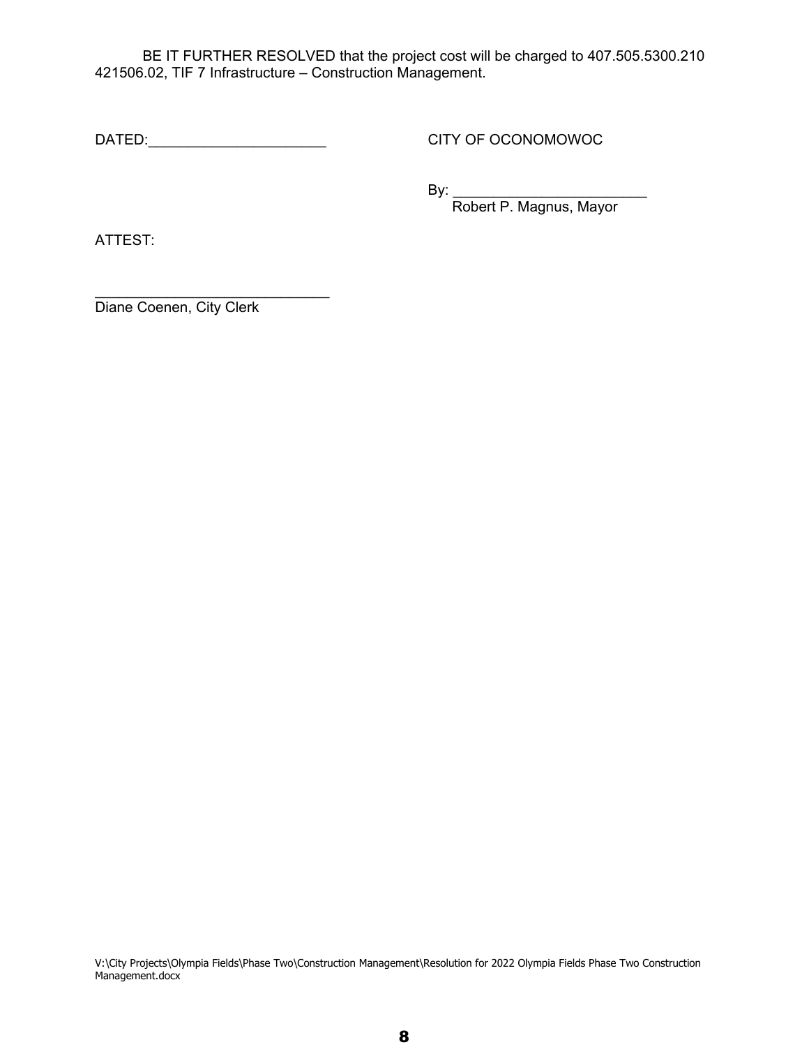BE IT FURTHER RESOLVED that the project cost will be charged to 407.505.5300.210 421506.02, TIF 7 Infrastructure – Construction Management.

DATED:______________________ CITY OF OCONOMOWOC

By: ________________________
Robert P. Magnus, Mayor

ATTEST:

____________________________
Diane Coenen, City Clerk

V:\City Projects\Olympia Fields\Phase Two\Construction Management\Resolution for 2022 Olympia Fields Phase Two Construction Management.docx